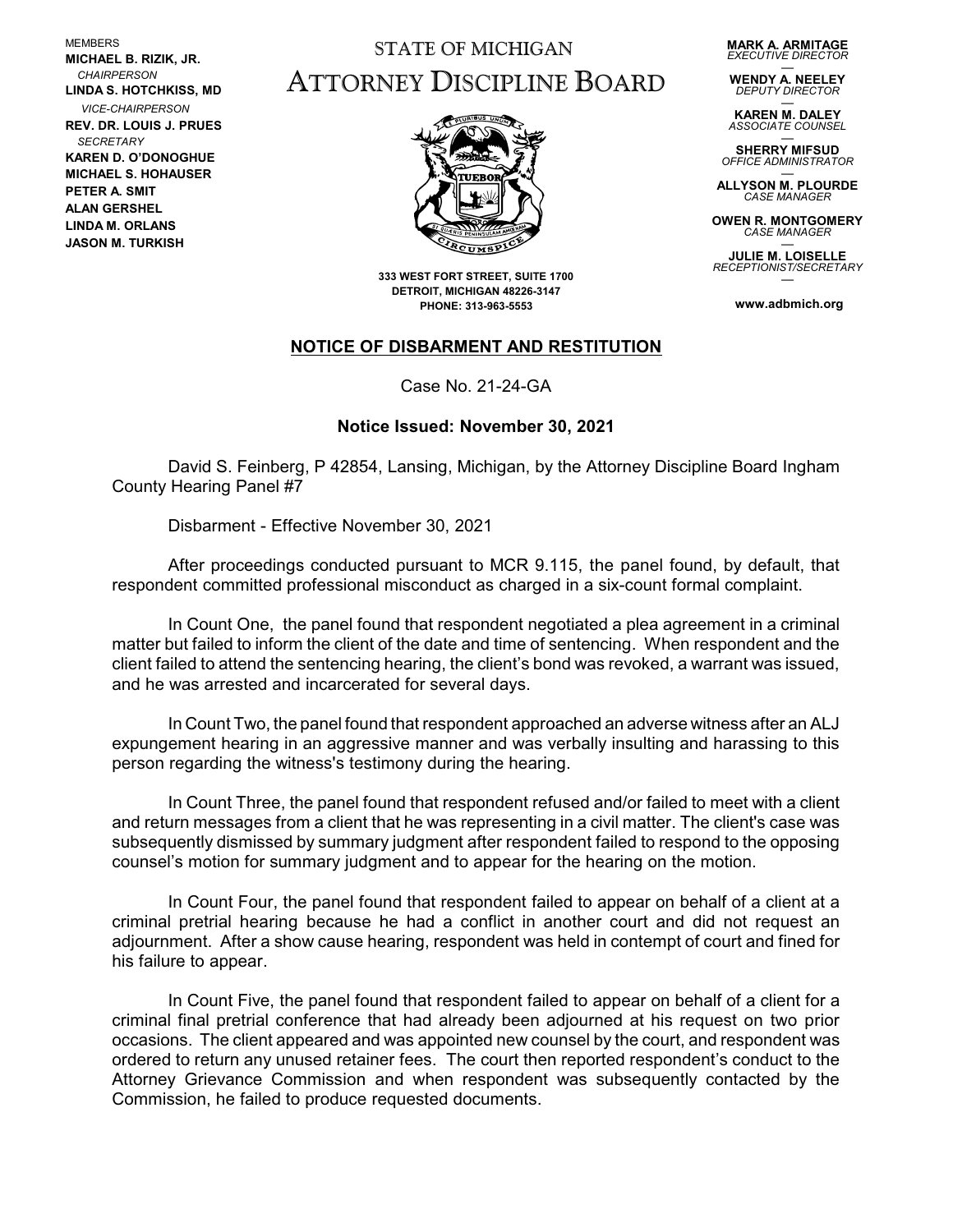MEMBERS
**MICHAEL B. RIZIK, JR.**
*CHAIRPERSON*
**LINDA S. HOTCHKISS, MD**
*VICE-CHAIRPERSON*
**REV. DR. LOUIS J. PRUES**
*SECRETARY*
**KAREN D. O'DONOGHUE**
**MICHAEL S. HOHAUSER**
**PETER A. SMIT**
**ALAN GERSHEL**
**LINDA M. ORLANS**
**JASON M. TURKISH**

# STATE OF MICHIGAN
# ATTORNEY DISCIPLINE BOARD

**333 WEST FORT STREET, SUITE 1700**
**DETROIT, MICHIGAN 48226-3147**
**PHONE: 313-963-5553**

**MARK A. ARMITAGE**
*EXECUTIVE DIRECTOR*
**WENDY A. NEELEY**
*DEPUTY DIRECTOR*
**KAREN M. DALEY**
*ASSOCIATE COUNSEL*
**SHERRY MIFSUD**
*OFFICE ADMINISTRATOR*
**ALLYSON M. PLOURDE**
*CASE MANAGER*
**OWEN R. MONTGOMERY**
*CASE MANAGER*
**JULIE M. LOISELLE**
*RECEPTIONIST/SECRETARY*

**www.adbmich.org**

## NOTICE OF DISBARMENT AND RESTITUTION

Case No. 21-24-GA

**Notice Issued: November 30, 2021**

David S. Feinberg, P 42854, Lansing, Michigan, by the Attorney Discipline Board Ingham County Hearing Panel #7

Disbarment - Effective November 30, 2021

After proceedings conducted pursuant to MCR 9.115, the panel found, by default, that respondent committed professional misconduct as charged in a six-count formal complaint.

In Count One, the panel found that respondent negotiated a plea agreement in a criminal matter but failed to inform the client of the date and time of sentencing. When respondent and the client failed to attend the sentencing hearing, the client's bond was revoked, a warrant was issued, and he was arrested and incarcerated for several days.

In Count Two, the panel found that respondent approached an adverse witness after an ALJ expungement hearing in an aggressive manner and was verbally insulting and harassing to this person regarding the witness's testimony during the hearing.

In Count Three, the panel found that respondent refused and/or failed to meet with a client and return messages from a client that he was representing in a civil matter. The client's case was subsequently dismissed by summary judgment after respondent failed to respond to the opposing counsel's motion for summary judgment and to appear for the hearing on the motion.

In Count Four, the panel found that respondent failed to appear on behalf of a client at a criminal pretrial hearing because he had a conflict in another court and did not request an adjournment. After a show cause hearing, respondent was held in contempt of court and fined for his failure to appear.

In Count Five, the panel found that respondent failed to appear on behalf of a client for a criminal final pretrial conference that had already been adjourned at his request on two prior occasions. The client appeared and was appointed new counsel by the court, and respondent was ordered to return any unused retainer fees. The court then reported respondent's conduct to the Attorney Grievance Commission and when respondent was subsequently contacted by the Commission, he failed to produce requested documents.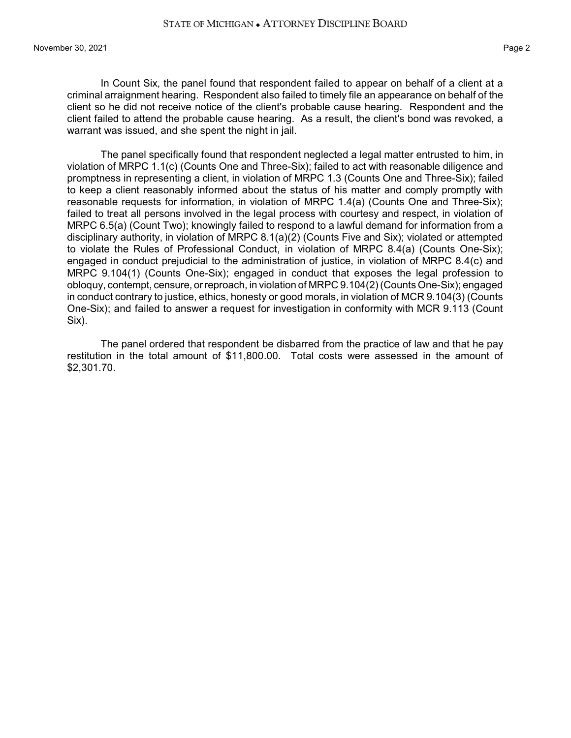In Count Six, the panel found that respondent failed to appear on behalf of a client at a criminal arraignment hearing. Respondent also failed to timely file an appearance on behalf of the client so he did not receive notice of the client's probable cause hearing. Respondent and the client failed to attend the probable cause hearing. As a result, the client's bond was revoked, a warrant was issued, and she spent the night in jail.

The panel specifically found that respondent neglected a legal matter entrusted to him, in violation of MRPC 1.1(c) (Counts One and Three-Six); failed to act with reasonable diligence and promptness in representing a client, in violation of MRPC 1.3 (Counts One and Three-Six); failed to keep a client reasonably informed about the status of his matter and comply promptly with reasonable requests for information, in violation of MRPC 1.4(a) (Counts One and Three-Six); failed to treat all persons involved in the legal process with courtesy and respect, in violation of MRPC 6.5(a) (Count Two); knowingly failed to respond to a lawful demand for information from a disciplinary authority, in violation of MRPC 8.1(a)(2) (Counts Five and Six); violated or attempted to violate the Rules of Professional Conduct, in violation of MRPC 8.4(a) (Counts One-Six); engaged in conduct prejudicial to the administration of justice, in violation of MRPC 8.4(c) and MRPC 9.104(1) (Counts One-Six); engaged in conduct that exposes the legal profession to obloquy, contempt, censure, or reproach, in violation of MRPC 9.104(2) (Counts One-Six); engaged in conduct contrary to justice, ethics, honesty or good morals, in violation of MCR 9.104(3) (Counts One-Six); and failed to answer a request for investigation in conformity with MCR 9.113 (Count Six).

The panel ordered that respondent be disbarred from the practice of law and that he pay restitution in the total amount of $11,800.00. Total costs were assessed in the amount of $2,301.70.